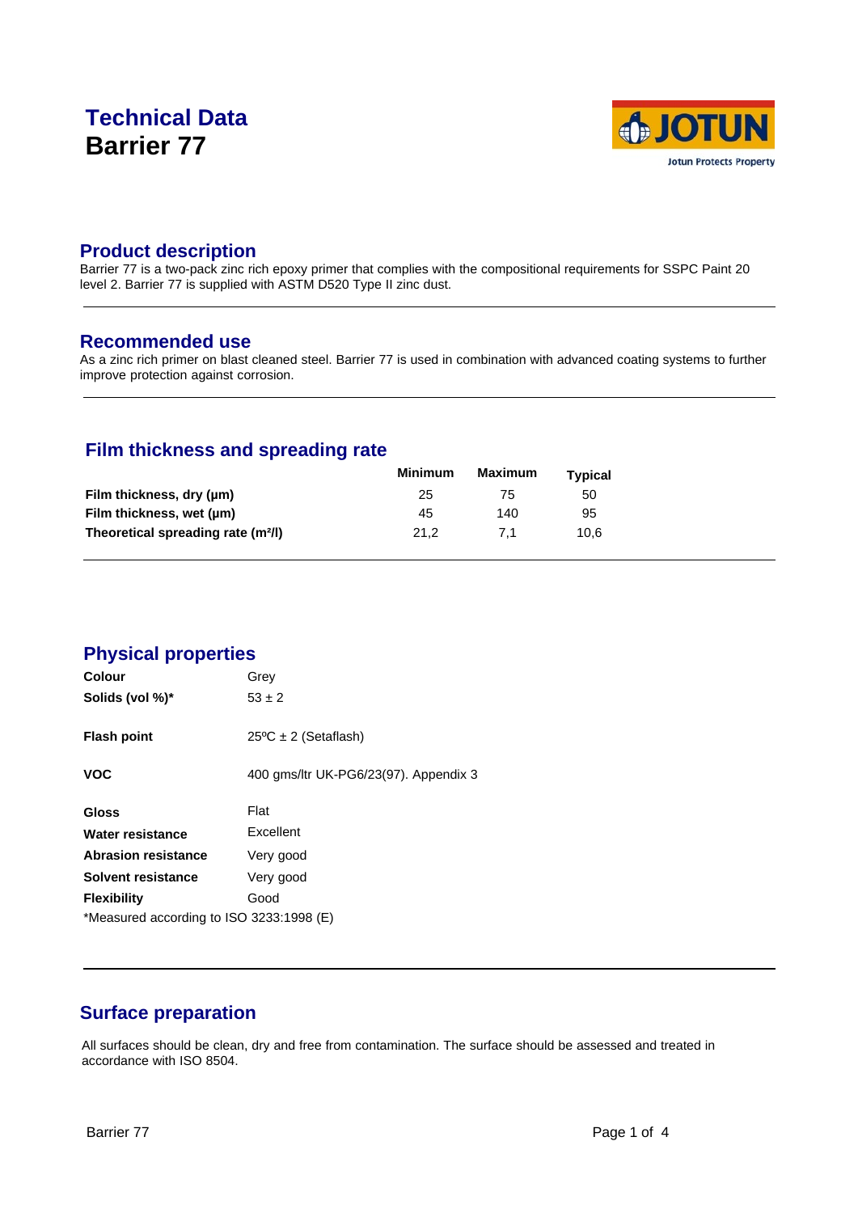# Technical Data
# Barrier 77

## Product description

Barrier 77 is a two-pack zinc rich epoxy primer that complies with the compositional requirements for SSPC Paint 20 level 2. Barrier 77 is supplied with ASTM D520 Type II zinc dust.

## Recommended use

As a zinc rich primer on blast cleaned steel. Barrier 77 is used in combination with advanced coating systems to further improve protection against corrosion.

## Film thickness and spreading rate

| | Minimum | Maximum | Typical |
|---|---|---|---|
| **Film thickness, dry (µm)** | 25 | 75 | 50 |
| **Film thickness, wet (µm)** | 45 | 140 | 95 |
| **Theoretical spreading rate (m²/l)** | 21,2 | 7,1 | 10,6 |

## Physical properties

| | |
|---|---|
| **Colour** | Grey |
| **Solids (vol %)*** | 53 ± 2 |
| **Flash point** | 25ºC ± 2 (Setaflash) |
| **VOC** | 400 gms/ltr UK-PG6/23(97). Appendix 3 |
| **Gloss** | Flat |
| **Water resistance** | Excellent |
| **Abrasion resistance** | Very good |
| **Solvent resistance** | Very good |
| **Flexibility** | Good |

*Measured according to ISO 3233:1998 (E)

## Surface preparation

All surfaces should be clean, dry and free from contamination. The surface should be assessed and treated in accordance with ISO 8504.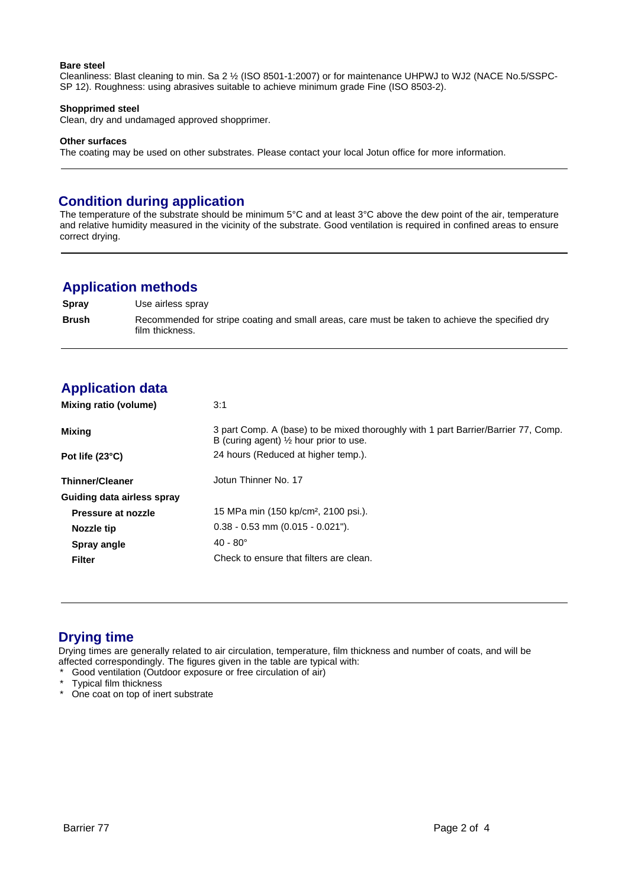**Bare steel**
Cleanliness: Blast cleaning to min. Sa 2 ½ (ISO 8501-1:2007) or for maintenance UHPWJ to WJ2 (NACE No.5/SSPC-SP 12). Roughness: using abrasives suitable to achieve minimum grade Fine (ISO 8503-2).

**Shopprimed steel**
Clean, dry and undamaged approved shopprimer.

**Other surfaces**
The coating may be used on other substrates. Please contact your local Jotun office for more information.

## Condition during application

The temperature of the substrate should be minimum 5°C and at least 3°C above the dew point of the air, temperature and relative humidity measured in the vicinity of the substrate. Good ventilation is required in confined areas to ensure correct drying.

## Application methods

| | |
|---|---|
| **Spray** | Use airless spray |
| **Brush** | Recommended for stripe coating and small areas, care must be taken to achieve the specified dry film thickness. |

## Application data

| | |
|---|---|
| **Mixing ratio (volume)** | 3:1 |
| **Mixing** | 3 part Comp. A (base) to be mixed thoroughly with 1 part Barrier/Barrier 77, Comp. B (curing agent) ½ hour prior to use. |
| **Pot life (23°C)** | 24 hours (Reduced at higher temp.). |
| **Thinner/Cleaner** | Jotun Thinner No. 17 |
| **Guiding data airless spray** | |
| **Pressure at nozzle** | 15 MPa min (150 kp/cm², 2100 psi.). |
| **Nozzle tip** | 0.38 - 0.53 mm (0.015 - 0.021"). |
| **Spray angle** | 40 - 80° |
| **Filter** | Check to ensure that filters are clean. |

## Drying time

Drying times are generally related to air circulation, temperature, film thickness and number of coats, and will be affected correspondingly. The figures given in the table are typical with:

* Good ventilation (Outdoor exposure or free circulation of air)
* Typical film thickness
* One coat on top of inert substrate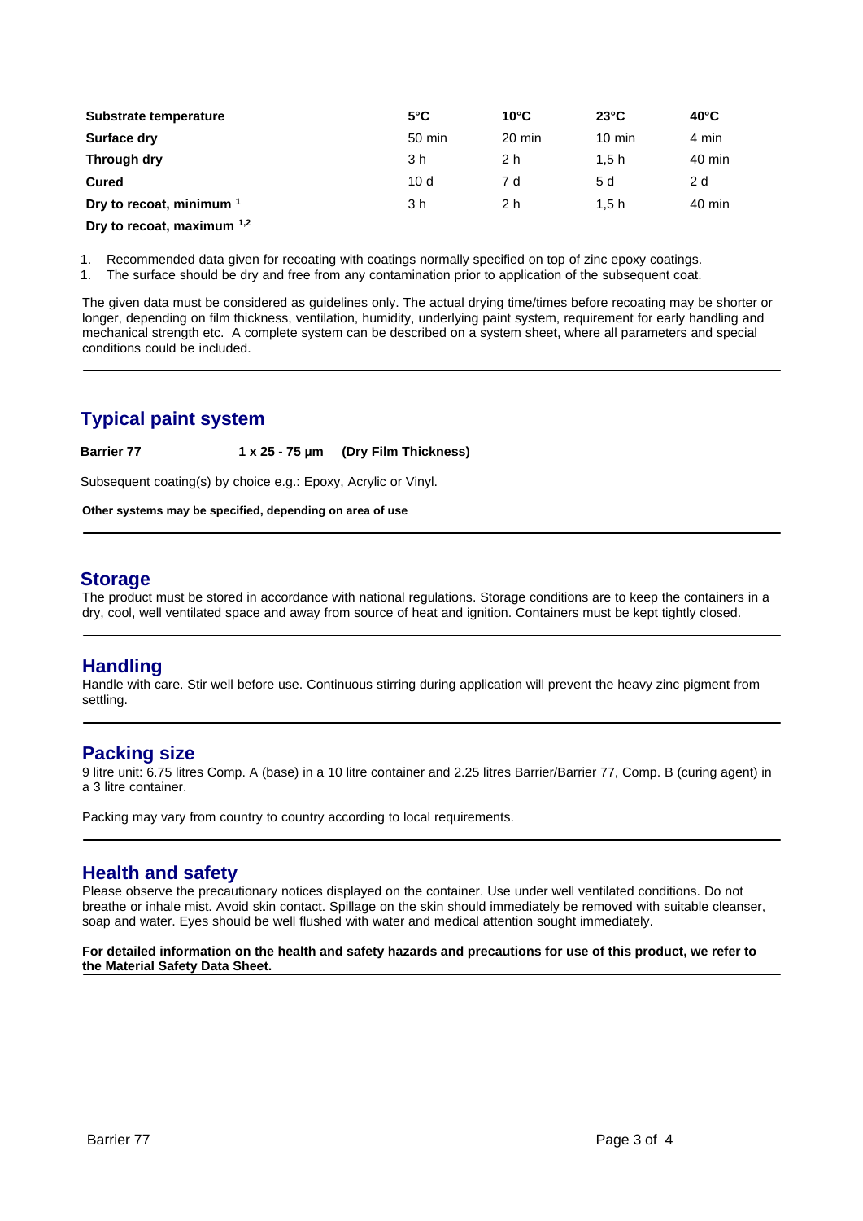| Substrate temperature | 5°C | 10°C | 23°C | 40°C |
|---|---|---|---|---|
| Surface dry | 50 min | 20 min | 10 min | 4 min |
| Through dry | 3 h | 2 h | 1,5 h | 40 min |
| Cured | 10 d | 7 d | 5 d | 2 d |
| Dry to recoat, minimum [1] | 3 h | 2 h | 1,5 h | 40 min |
| Dry to recoat, maximum [1,2] | | | | |

1. Recommended data given for recoating with coatings normally specified on top of zinc epoxy coatings.
1. The surface should be dry and free from any contamination prior to application of the subsequent coat.

The given data must be considered as guidelines only. The actual drying time/times before recoating may be shorter or longer, depending on film thickness, ventilation, humidity, underlying paint system, requirement for early handling and mechanical strength etc. A complete system can be described on a system sheet, where all parameters and special conditions could be included.

## Typical paint system

**Barrier 77** **1 x 25 - 75 µm (Dry Film Thickness)**

Subsequent coating(s) by choice e.g.: Epoxy, Acrylic or Vinyl.

**Other systems may be specified, depending on area of use**

## Storage

The product must be stored in accordance with national regulations. Storage conditions are to keep the containers in a dry, cool, well ventilated space and away from source of heat and ignition. Containers must be kept tightly closed.

## Handling

Handle with care. Stir well before use. Continuous stirring during application will prevent the heavy zinc pigment from settling.

## Packing size

9 litre unit: 6.75 litres Comp. A (base) in a 10 litre container and 2.25 litres Barrier/Barrier 77, Comp. B (curing agent) in a 3 litre container.

Packing may vary from country to country according to local requirements.

## Health and safety

Please observe the precautionary notices displayed on the container. Use under well ventilated conditions. Do not breathe or inhale mist. Avoid skin contact. Spillage on the skin should immediately be removed with suitable cleanser, soap and water. Eyes should be well flushed with water and medical attention sought immediately.

**For detailed information on the health and safety hazards and precautions for use of this product, we refer to the Material Safety Data Sheet.**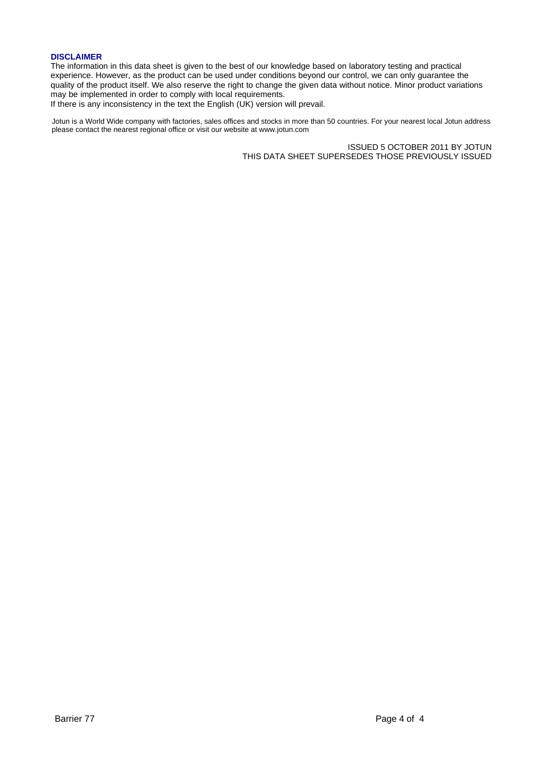## DISCLAIMER

The information in this data sheet is given to the best of our knowledge based on laboratory testing and practical experience. However, as the product can be used under conditions beyond our control, we can only guarantee the quality of the product itself. We also reserve the right to change the given data without notice. Minor product variations may be implemented in order to comply with local requirements.
If there is any inconsistency in the text the English (UK) version will prevail.

Jotun is a World Wide company with factories, sales offices and stocks in more than 50 countries. For your nearest local Jotun address please contact the nearest regional office or visit our website at www.jotun.com

ISSUED 5 OCTOBER 2011 BY JOTUN
THIS DATA SHEET SUPERSEDES THOSE PREVIOUSLY ISSUED